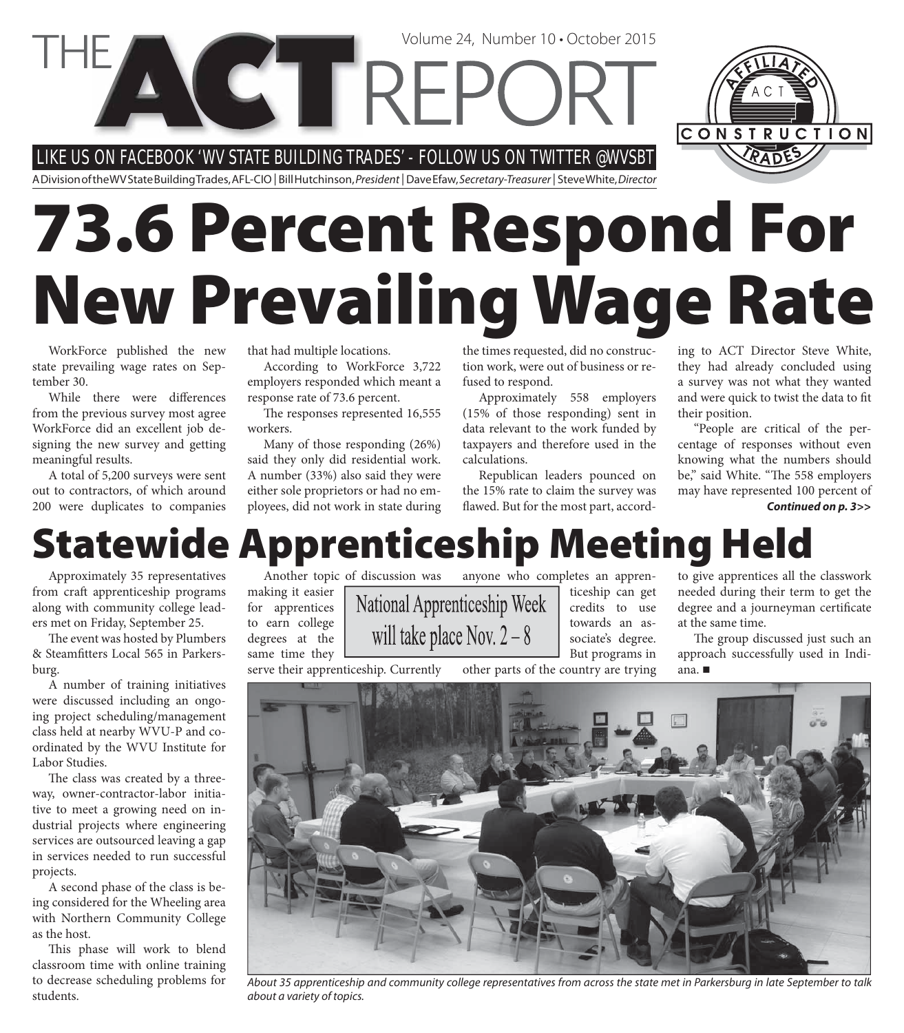# THE ACT REPORT

Volume 24, Number 10 • October 2015

LIKE US ON FACEBOOK 'WV STATE BUILDING TRADES' - FOLLOW US ON TWITTER @WVSBT

A Division of the WV State Building Trades, AFL-CIO | Bill Hutchinson, *President* | Dave Efaw, *Secretary-Treasurer* | Steve White, *Director*

# 73.6 Percent Respond For New Prevailing Wage Rate

WorkForce published the new state prevailing wage rates on September 30.

While there were differences from the previous survey most agree WorkForce did an excellent job designing the new survey and getting meaningful results.

A total of 5,200 surveys were sent out to contractors, of which around 200 were duplicates to companies that had multiple locations.

According to WorkForce 3,722 employers responded which meant a response rate of 73.6 percent.

The responses represented 16,555 workers.

Many of those responding (26%) said they only did residential work. A number (33%) also said they were either sole proprietors or had no employees, did not work in state during the times requested, did no construction work, were out of business or refused to respond.

Approximately 558 employers (15% of those responding) sent in data relevant to the work funded by taxpayers and therefore used in the calculations.

Republican leaders pounced on the 15% rate to claim the survey was flawed. But for the most part, according to ACT Director Steve White, they had already concluded using a survey was not what they wanted and were quick to twist the data to fit their position.

"People are critical of the percentage of responses without even knowing what the numbers should be," said White. "The 558 employers may have represented 100 percent of

***Continued on p. 3>>***

# Statewide Apprenticeship Meeting Held

Approximately 35 representatives from craft apprenticeship programs along with community college leaders met on Friday, September 25.

The event was hosted by Plumbers & Steamfitters Local 565 in Parkersburg.

A number of training initiatives were discussed including an ongoing project scheduling/management class held at nearby WVU-P and coordinated by the WVU Institute for Labor Studies.

The class was created by a three-way, owner-contractor-labor initiative to meet a growing need on industrial projects where engineering services are outsourced leaving a gap in services needed to run successful projects.

A second phase of the class is being considered for the Wheeling area with Northern Community College as the host.

This phase will work to blend classroom time with online training to decrease scheduling problems for students.

Another topic of discussion was making it easier for apprentices to earn college degrees at the same time they serve their apprenticeship. Currently anyone who completes an apprenticeship can get credits to use towards an associate's degree. But programs in other parts of the country are trying to give apprentices all the classwork needed during their term to get the degree and a journeyman certificate at the same time.

The group discussed just such an approach successfully used in Indiana. ■

**National Apprenticeship Week will take place Nov. 2 – 8**

*About 35 apprenticeship and community college representatives from across the state met in Parkersburg in late September to talk about a variety of topics.*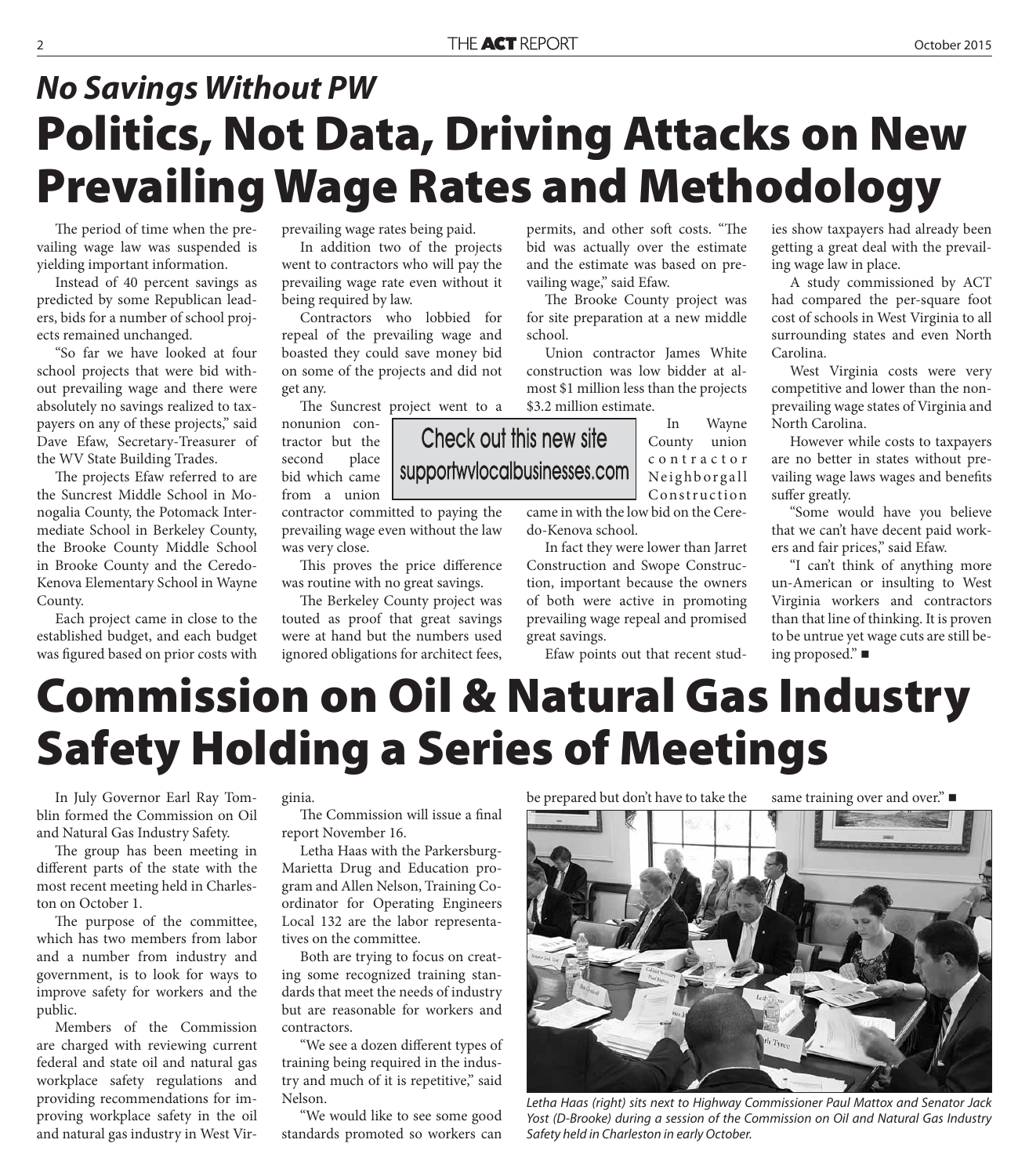## *No Savings Without PW*

# Politics, Not Data, Driving Attacks on New Prevailing Wage Rates and Methodology

The period of time when the prevailing wage law was suspended is yielding important information.

Instead of 40 percent savings as predicted by some Republican leaders, bids for a number of school projects remained unchanged.

"So far we have looked at four school projects that were bid without prevailing wage and there were absolutely no savings realized to taxpayers on any of these projects," said Dave Efaw, Secretary-Treasurer of the WV State Building Trades.

The projects Efaw referred to are the Suncrest Middle School in Monogalia County, the Potomack Intermediate School in Berkeley County, the Brooke County Middle School in Brooke County and the Ceredo-Kenova Elementary School in Wayne County.

Each project came in close to the established budget, and each budget was figured based on prior costs with prevailing wage rates being paid.

In addition two of the projects went to contractors who will pay the prevailing wage rate even without it being required by law.

Contractors who lobbied for repeal of the prevailing wage and boasted they could save money bid on some of the projects and did not get any.

The Suncrest project went to a nonunion contractor but the second place bid which came from a union contractor committed to paying the prevailing wage even without the law was very close.

This proves the price difference was routine with no great savings.

The Berkeley County project was touted as proof that great savings were at hand but the numbers used ignored obligations for architect fees, permits, and other soft costs. "The bid was actually over the estimate and the estimate was based on prevailing wage," said Efaw.

The Brooke County project was for site preparation at a new middle school.

Union contractor James White construction was low bidder at almost $1 million less than the projects $3.2 million estimate.

In Wayne County union contractor Neighborgall Construction came in with the low bid on the Ceredo-Kenova school.

In fact they were lower than Jarret Construction and Swope Construction, important because the owners of both were active in promoting prevailing wage repeal and promised great savings.

Efaw points out that recent studies show taxpayers had already been getting a great deal with the prevailing wage law in place.

A study commissioned by ACT had compared the per-square foot cost of schools in West Virginia to all surrounding states and even North Carolina.

West Virginia costs were very competitive and lower than the nonprevailing wage states of Virginia and North Carolina.

However while costs to taxpayers are no better in states without prevailing wage laws wages and benefits suffer greatly.

"Some would have you believe that we can't have decent paid workers and fair prices," said Efaw.

"I can't think of anything more un-American or insulting to West Virginia workers and contractors than that line of thinking. It is proven to be untrue yet wage cuts are still being proposed." ■

**Check out this new site supportwvlocalbusinesses.com**

# Commission on Oil & Natural Gas Industry Safety Holding a Series of Meetings

In July Governor Earl Ray Tomblin formed the Commission on Oil and Natural Gas Industry Safety.

The group has been meeting in different parts of the state with the most recent meeting held in Charleston on October 1.

The purpose of the committee, which has two members from labor and a number from industry and government, is to look for ways to improve safety for workers and the public.

Members of the Commission are charged with reviewing current federal and state oil and natural gas workplace safety regulations and providing recommendations for improving workplace safety in the oil and natural gas industry in West Virginia.

The Commission will issue a final report November 16.

Letha Haas with the Parkersburg-Marietta Drug and Education program and Allen Nelson, Training Coordinator for Operating Engineers Local 132 are the labor representatives on the committee.

Both are trying to focus on creating some recognized training standards that meet the needs of industry but are reasonable for workers and contractors.

"We see a dozen different types of training being required in the industry and much of it is repetitive," said Nelson.

"We would like to see some good standards promoted so workers can be prepared but don't have to take the same training over and over." ■

*Letha Haas (right) sits next to Highway Commissioner Paul Mattox and Senator Jack Yost (D-Brooke) during a session of the Commission on Oil and Natural Gas Industry Safety held in Charleston in early October.*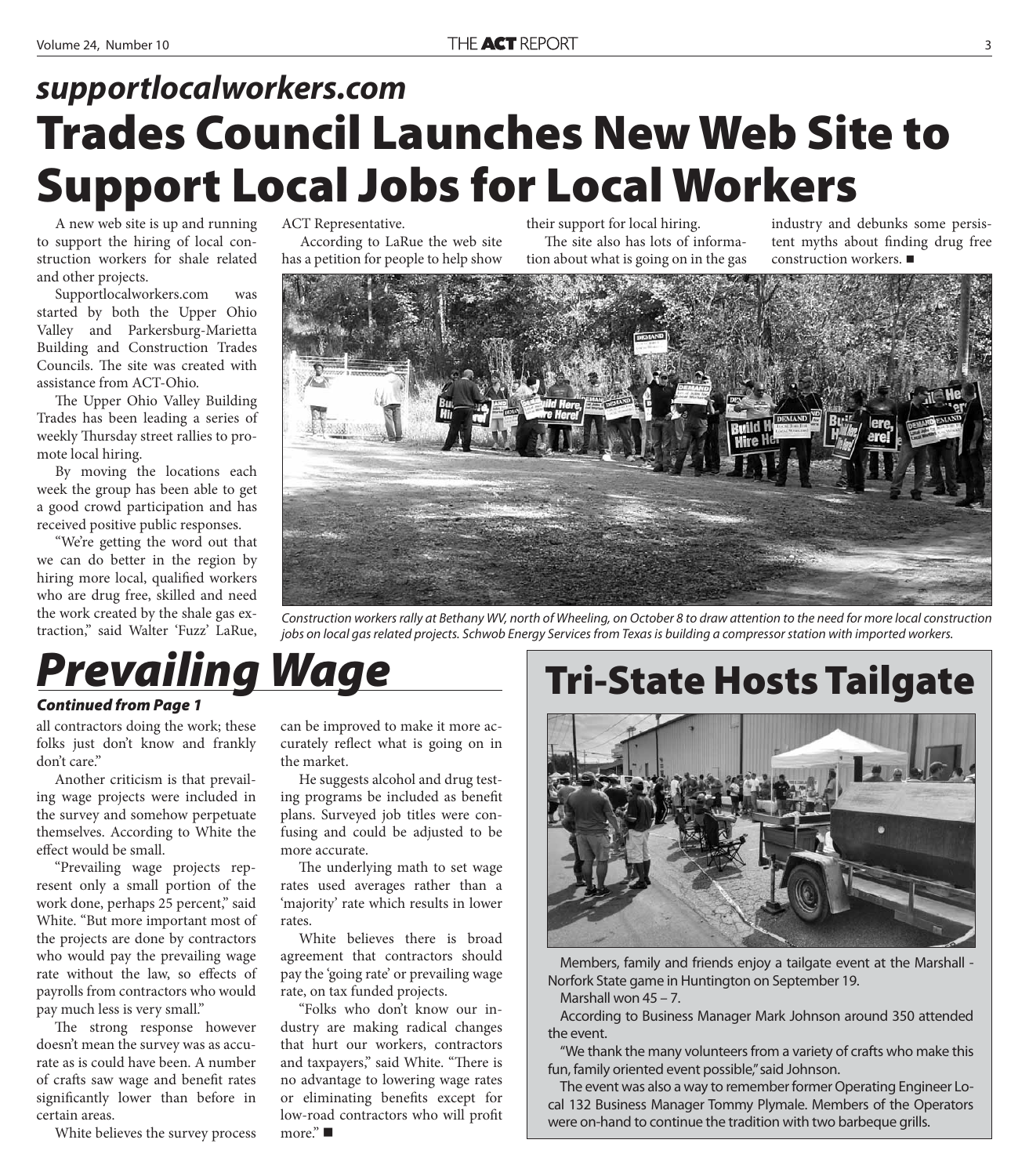## *supportlocalworkers.com*

# Trades Council Launches New Web Site to Support Local Jobs for Local Workers

A new web site is up and running to support the hiring of local construction workers for shale related and other projects.

Supportlocalworkers.com was started by both the Upper Ohio Valley and Parkersburg-Marietta Building and Construction Trades Councils. The site was created with assistance from ACT-Ohio.

The Upper Ohio Valley Building Trades has been leading a series of weekly Thursday street rallies to promote local hiring.

By moving the locations each week the group has been able to get a good crowd participation and has received positive public responses.

"We're getting the word out that we can do better in the region by hiring more local, qualified workers who are drug free, skilled and need the work created by the shale gas extraction," said Walter 'Fuzz' LaRue, ACT Representative.

According to LaRue the web site has a petition for people to help show their support for local hiring.

The site also has lots of information about what is going on in the gas industry and debunks some persistent myths about finding drug free construction workers. ■

*Construction workers rally at Bethany WV, north of Wheeling, on October 8 to draw attention to the need for more local construction jobs on local gas related projects. Schwob Energy Services from Texas is building a compressor station with imported workers.*

# *Prevailing Wage*

***Continued from Page 1***

all contractors doing the work; these folks just don't know and frankly don't care."

Another criticism is that prevailing wage projects were included in the survey and somehow perpetuate themselves. According to White the effect would be small.

"Prevailing wage projects represent only a small portion of the work done, perhaps 25 percent," said White. "But more important most of the projects are done by contractors who would pay the prevailing wage rate without the law, so effects of payrolls from contractors who would pay much less is very small."

The strong response however doesn't mean the survey was as accurate as is could have been. A number of crafts saw wage and benefit rates significantly lower than before in certain areas.

White believes the survey process can be improved to make it more accurately reflect what is going on in the market.

He suggests alcohol and drug testing programs be included as benefit plans. Surveyed job titles were confusing and could be adjusted to be more accurate.

The underlying math to set wage rates used averages rather than a 'majority' rate which results in lower rates.

White believes there is broad agreement that contractors should pay the 'going rate' or prevailing wage rate, on tax funded projects.

"Folks who don't know our industry are making radical changes that hurt our workers, contractors and taxpayers," said White. "There is no advantage to lowering wage rates or eliminating benefits except for low-road contractors who will profit more." ■

# Tri-State Hosts Tailgate

Members, family and friends enjoy a tailgate event at the Marshall - Norfork State game in Huntington on September 19.

Marshall won 45 – 7.

According to Business Manager Mark Johnson around 350 attended the event.

"We thank the many volunteers from a variety of crafts who make this fun, family oriented event possible," said Johnson.

The event was also a way to remember former Operating Engineer Local 132 Business Manager Tommy Plymale. Members of the Operators were on-hand to continue the tradition with two barbeque grills.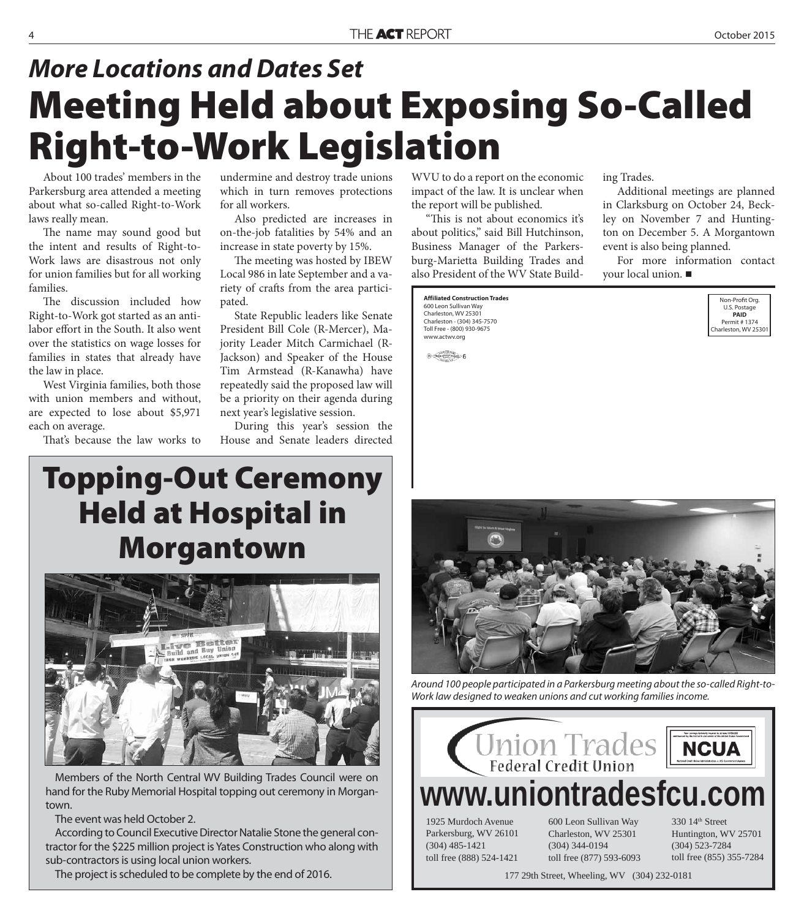## *More Locations and Dates Set*

# Meeting Held about Exposing So-Called Right-to-Work Legislation

About 100 trades' members in the Parkersburg area attended a meeting about what so-called Right-to-Work laws really mean.

The name may sound good but the intent and results of Right-to-Work laws are disastrous not only for union families but for all working families.

The discussion included how Right-to-Work got started as an anti-labor effort in the South. It also went over the statistics on wage losses for families in states that already have the law in place.

West Virginia families, both those with union members and without, are expected to lose about $5,971 each on average.

That's because the law works to undermine and destroy trade unions which in turn removes protections for all workers.

Also predicted are increases in on-the-job fatalities by 54% and an increase in state poverty by 15%.

The meeting was hosted by IBEW Local 986 in late September and a variety of crafts from the area participated.

State Republic leaders like Senate President Bill Cole (R-Mercer), Majority Leader Mitch Carmichael (R-Jackson) and Speaker of the House Tim Armstead (R-Kanawha) have repeatedly said the proposed law will be a priority on their agenda during next year's legislative session.

During this year's session the House and Senate leaders directed WVU to do a report on the economic impact of the law. It is unclear when the report will be published.

"This is not about economics it's about politics," said Bill Hutchinson, Business Manager of the Parkersburg-Marietta Building Trades and also President of the WV State Building Trades.

Additional meetings are planned in Clarksburg on October 24, Beckley on November 7 and Huntington on December 5. A Morgantown event is also being planned.

For more information contact your local union. ■

Around 100 people participated in a Parkersburg meeting about the so-called Right-to-Work law designed to weaken unions and cut working families income.

**Affiliated Construction Trades**
600 Leon Sullivan Way
Charleston, WV 25301
Charleston - (304) 345-7570
Toll Free - (800) 930-9675
www.actwv.org

Non-Profit Org.
U.S. Postage
**PAID**
Permit # 1374
Charleston, WV 25301

# Topping-Out Ceremony Held at Hospital in Morgantown

Members of the North Central WV Building Trades Council were on hand for the Ruby Memorial Hospital topping out ceremony in Morgantown.

The event was held October 2.

According to Council Executive Director Natalie Stone the general contractor for the $225 million project is Yates Construction who along with sub-contractors is using local union workers.

The project is scheduled to be complete by the end of 2016.

**Union Trades Federal Credit Union**

NCUA

**www.uniontradesfcu.com**

1925 Murdoch Avenue
Parkersburg, WV 26101
(304) 485-1421
toll free (888) 524-1421

600 Leon Sullivan Way
Charleston, WV 25301
(304) 344-0194
toll free (877) 593-6093

330 14th Street
Huntington, WV 25701
(304) 523-7284
toll free (855) 355-7284

177 29th Street, Wheeling, WV (304) 232-0181